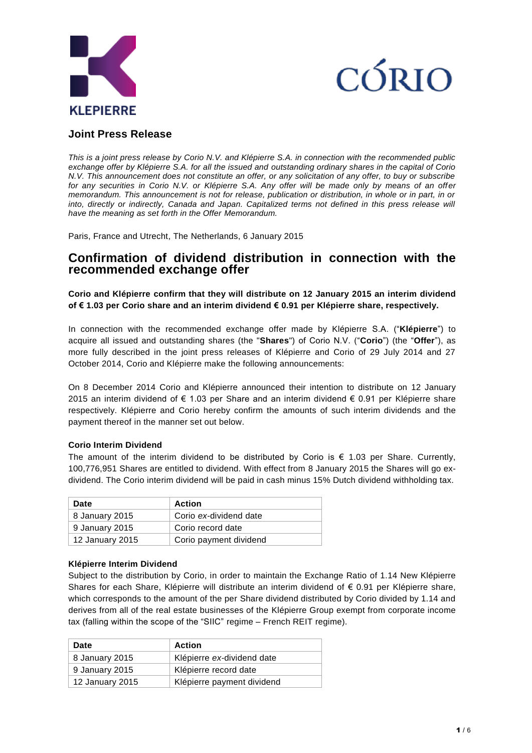KLEPIERRE

CORIO

## Joint Press Release

*This is a joint press release by Corio N.V. and Klépierre S.A. in connection with the recommended public exchange offer by Klépierre S.A. for all the issued and outstanding ordinary shares in the capital of Corio N.V. This announcement does not constitute an offer, or any solicitation of any offer, to buy or subscribe for any securities in Corio N.V. or Klépierre S.A. Any offer will be made only by means of an offer memorandum. This announcement is not for release, publication or distribution, in whole or in part, in or into, directly or indirectly, Canada and Japan. Capitalized terms not defined in this press release will have the meaning as set forth in the Offer Memorandum.*

Paris, France and Utrecht, The Netherlands, 6 January 2015

# Confirmation of dividend distribution in connection with the recommended exchange offer

**Corio and Klépierre confirm that they will distribute on 12 January 2015 an interim dividend of € 1.03 per Corio share and an interim dividend € 0.91 per Klépierre share, respectively.**

In connection with the recommended exchange offer made by Klépierre S.A. ("**Klépierre**") to acquire all issued and outstanding shares (the "**Shares**") of Corio N.V. ("**Corio**") (the "**Offer**"), as more fully described in the joint press releases of Klépierre and Corio of 29 July 2014 and 27 October 2014, Corio and Klépierre make the following announcements:

On 8 December 2014 Corio and Klépierre announced their intention to distribute on 12 January 2015 an interim dividend of € 1.03 per Share and an interim dividend € 0.91 per Klépierre share respectively. Klépierre and Corio hereby confirm the amounts of such interim dividends and the payment thereof in the manner set out below.

### Corio Interim Dividend

The amount of the interim dividend to be distributed by Corio is € 1.03 per Share. Currently, 100,776,951 Shares are entitled to dividend. With effect from 8 January 2015 the Shares will go ex-dividend. The Corio interim dividend will be paid in cash minus 15% Dutch dividend withholding tax.

| Date | Action |
|---|---|
| 8 January 2015 | Corio *ex*-dividend date |
| 9 January 2015 | Corio record date |
| 12 January 2015 | Corio payment dividend |

### Klépierre Interim Dividend

Subject to the distribution by Corio, in order to maintain the Exchange Ratio of 1.14 New Klépierre Shares for each Share, Klépierre will distribute an interim dividend of € 0.91 per Klépierre share, which corresponds to the amount of the per Share dividend distributed by Corio divided by 1.14 and derives from all of the real estate businesses of the Klépierre Group exempt from corporate income tax (falling within the scope of the "SIIC" regime – French REIT regime).

| Date | Action |
|---|---|
| 8 January 2015 | Klépierre *ex*-dividend date |
| 9 January 2015 | Klépierre record date |
| 12 January 2015 | Klépierre payment dividend |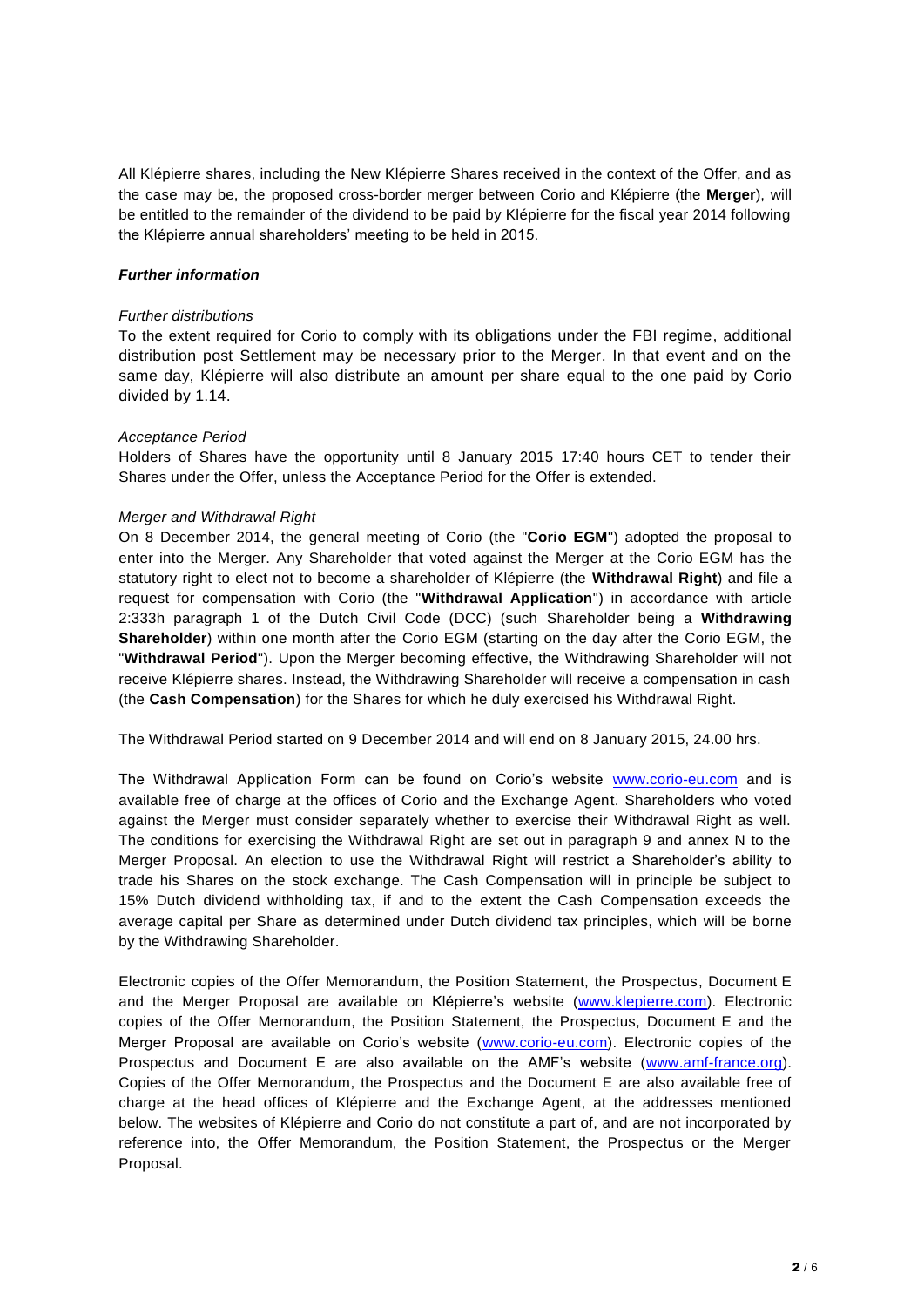All Klépierre shares, including the New Klépierre Shares received in the context of the Offer, and as the case may be, the proposed cross-border merger between Corio and Klépierre (the **Merger**), will be entitled to the remainder of the dividend to be paid by Klépierre for the fiscal year 2014 following the Klépierre annual shareholders' meeting to be held in 2015.

***Further information***

*Further distributions*

To the extent required for Corio to comply with its obligations under the FBI regime, additional distribution post Settlement may be necessary prior to the Merger. In that event and on the same day, Klépierre will also distribute an amount per share equal to the one paid by Corio divided by 1.14.

*Acceptance Period*

Holders of Shares have the opportunity until 8 January 2015 17:40 hours CET to tender their Shares under the Offer, unless the Acceptance Period for the Offer is extended.

*Merger and Withdrawal Right*

On 8 December 2014, the general meeting of Corio (the "**Corio EGM**") adopted the proposal to enter into the Merger. Any Shareholder that voted against the Merger at the Corio EGM has the statutory right to elect not to become a shareholder of Klépierre (the **Withdrawal Right**) and file a request for compensation with Corio (the "**Withdrawal Application**") in accordance with article 2:333h paragraph 1 of the Dutch Civil Code (DCC) (such Shareholder being a **Withdrawing Shareholder**) within one month after the Corio EGM (starting on the day after the Corio EGM, the "**Withdrawal Period**"). Upon the Merger becoming effective, the Withdrawing Shareholder will not receive Klépierre shares. Instead, the Withdrawing Shareholder will receive a compensation in cash (the **Cash Compensation**) for the Shares for which he duly exercised his Withdrawal Right.

The Withdrawal Period started on 9 December 2014 and will end on 8 January 2015, 24.00 hrs.

The Withdrawal Application Form can be found on Corio's website [www.corio-eu.com](www.corio-eu.com) and is available free of charge at the offices of Corio and the Exchange Agent. Shareholders who voted against the Merger must consider separately whether to exercise their Withdrawal Right as well. The conditions for exercising the Withdrawal Right are set out in paragraph 9 and annex N to the Merger Proposal. An election to use the Withdrawal Right will restrict a Shareholder's ability to trade his Shares on the stock exchange. The Cash Compensation will in principle be subject to 15% Dutch dividend withholding tax, if and to the extent the Cash Compensation exceeds the average capital per Share as determined under Dutch dividend tax principles, which will be borne by the Withdrawing Shareholder.

Electronic copies of the Offer Memorandum, the Position Statement, the Prospectus, Document E and the Merger Proposal are available on Klépierre's website ([www.klepierre.com](www.klepierre.com)). Electronic copies of the Offer Memorandum, the Position Statement, the Prospectus, Document E and the Merger Proposal are available on Corio's website ([www.corio-eu.com](www.corio-eu.com)). Electronic copies of the Prospectus and Document E are also available on the AMF's website ([www.amf-france.org](www.amf-france.org)). Copies of the Offer Memorandum, the Prospectus and the Document E are also available free of charge at the head offices of Klépierre and the Exchange Agent, at the addresses mentioned below. The websites of Klépierre and Corio do not constitute a part of, and are not incorporated by reference into, the Offer Memorandum, the Position Statement, the Prospectus or the Merger Proposal.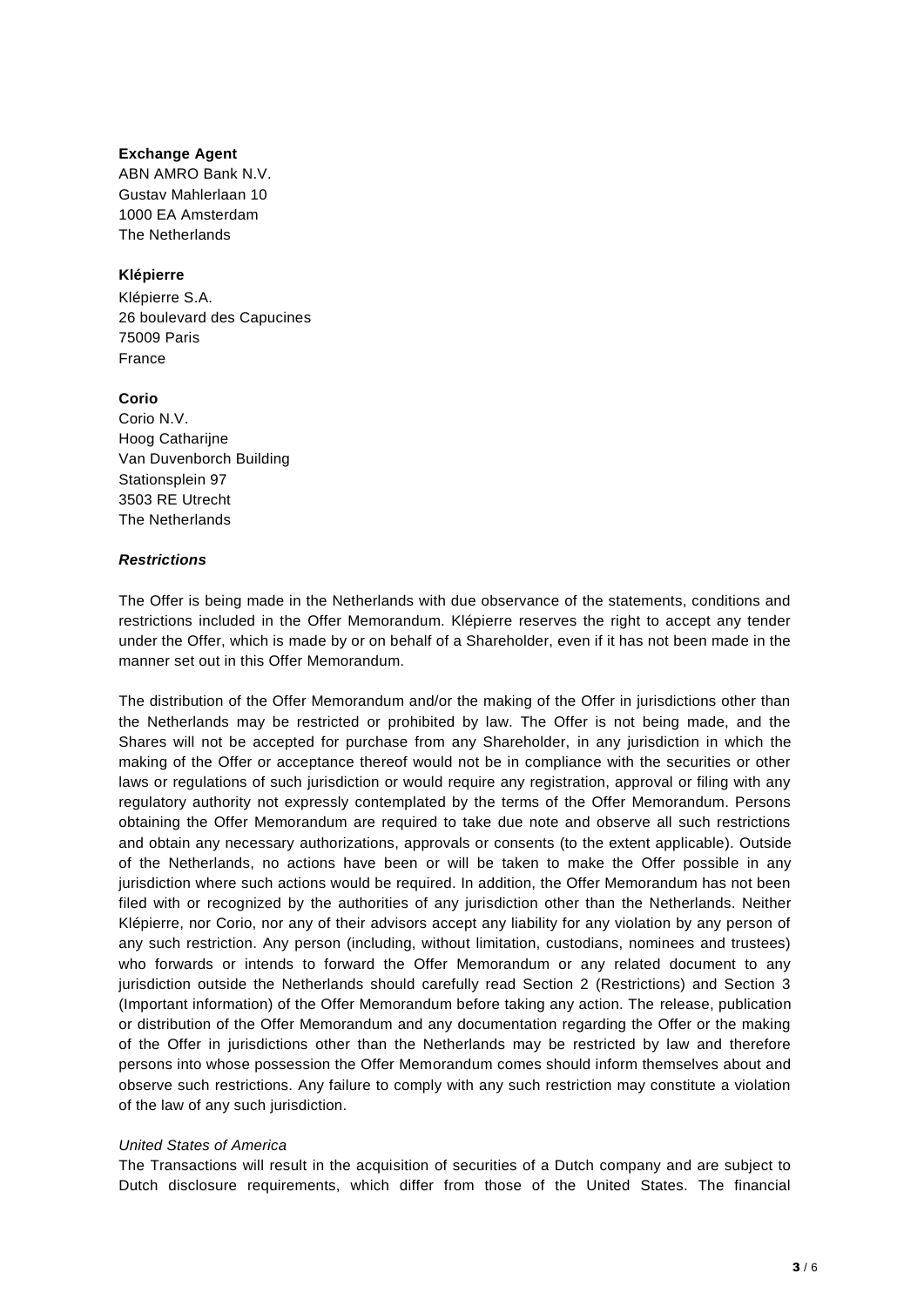**Exchange Agent**
ABN AMRO Bank N.V.
Gustav Mahlerlaan 10
1000 EA Amsterdam
The Netherlands

**Klépierre**
Klépierre S.A.
26 boulevard des Capucines
75009 Paris
France

**Corio**
Corio N.V.
Hoog Catharijne
Van Duvenborch Building
Stationsplein 97
3503 RE Utrecht
The Netherlands

***Restrictions***

The Offer is being made in the Netherlands with due observance of the statements, conditions and restrictions included in the Offer Memorandum. Klépierre reserves the right to accept any tender under the Offer, which is made by or on behalf of a Shareholder, even if it has not been made in the manner set out in this Offer Memorandum.

The distribution of the Offer Memorandum and/or the making of the Offer in jurisdictions other than the Netherlands may be restricted or prohibited by law. The Offer is not being made, and the Shares will not be accepted for purchase from any Shareholder, in any jurisdiction in which the making of the Offer or acceptance thereof would not be in compliance with the securities or other laws or regulations of such jurisdiction or would require any registration, approval or filing with any regulatory authority not expressly contemplated by the terms of the Offer Memorandum. Persons obtaining the Offer Memorandum are required to take due note and observe all such restrictions and obtain any necessary authorizations, approvals or consents (to the extent applicable). Outside of the Netherlands, no actions have been or will be taken to make the Offer possible in any jurisdiction where such actions would be required. In addition, the Offer Memorandum has not been filed with or recognized by the authorities of any jurisdiction other than the Netherlands. Neither Klépierre, nor Corio, nor any of their advisors accept any liability for any violation by any person of any such restriction. Any person (including, without limitation, custodians, nominees and trustees) who forwards or intends to forward the Offer Memorandum or any related document to any jurisdiction outside the Netherlands should carefully read Section 2 (Restrictions) and Section 3 (Important information) of the Offer Memorandum before taking any action. The release, publication or distribution of the Offer Memorandum and any documentation regarding the Offer or the making of the Offer in jurisdictions other than the Netherlands may be restricted by law and therefore persons into whose possession the Offer Memorandum comes should inform themselves about and observe such restrictions. Any failure to comply with any such restriction may constitute a violation of the law of any such jurisdiction.

*United States of America*
The Transactions will result in the acquisition of securities of a Dutch company and are subject to Dutch disclosure requirements, which differ from those of the United States. The financial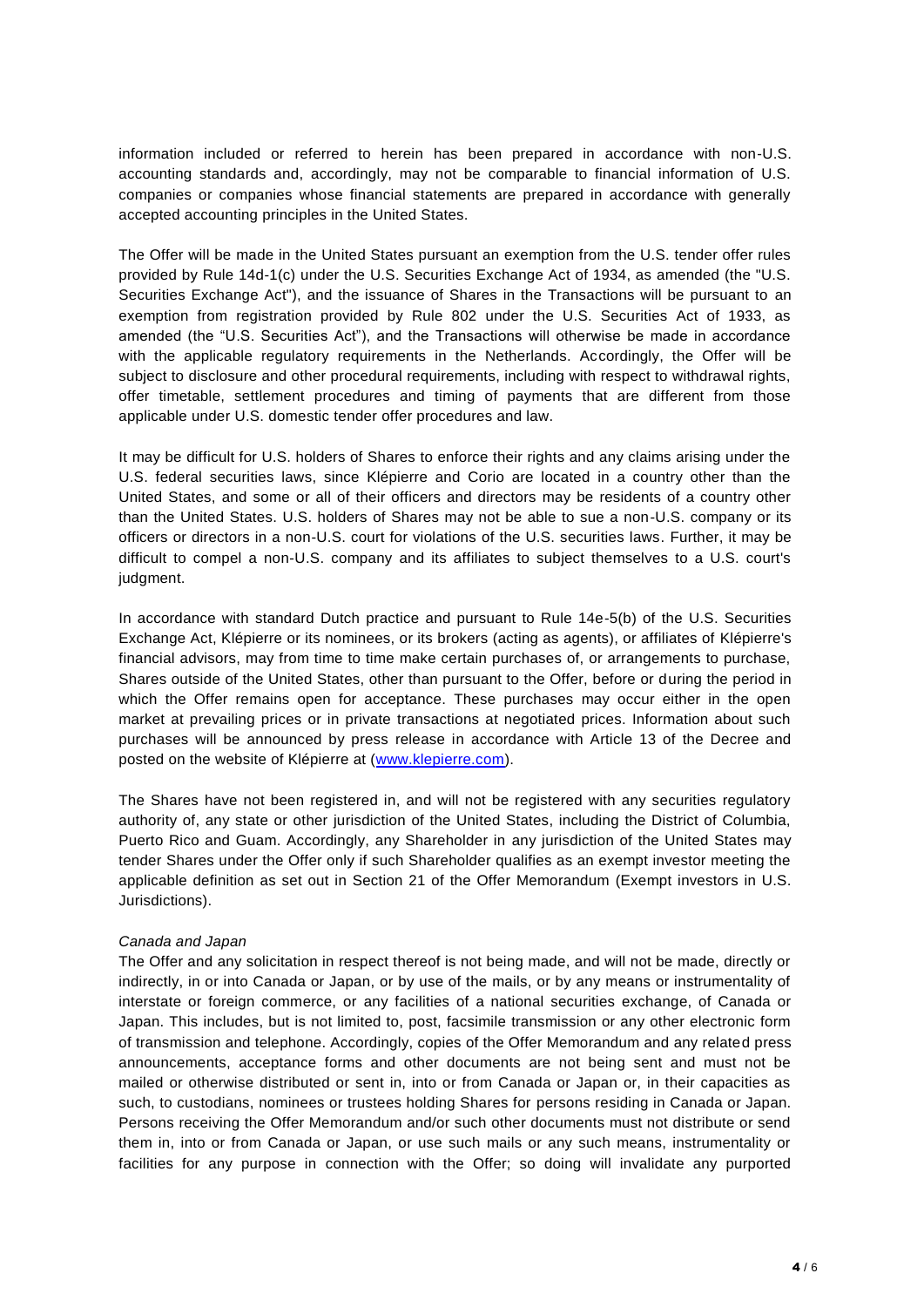information included or referred to herein has been prepared in accordance with non-U.S. accounting standards and, accordingly, may not be comparable to financial information of U.S. companies or companies whose financial statements are prepared in accordance with generally accepted accounting principles in the United States.

The Offer will be made in the United States pursuant an exemption from the U.S. tender offer rules provided by Rule 14d-1(c) under the U.S. Securities Exchange Act of 1934, as amended (the "U.S. Securities Exchange Act"), and the issuance of Shares in the Transactions will be pursuant to an exemption from registration provided by Rule 802 under the U.S. Securities Act of 1933, as amended (the "U.S. Securities Act"), and the Transactions will otherwise be made in accordance with the applicable regulatory requirements in the Netherlands. Accordingly, the Offer will be subject to disclosure and other procedural requirements, including with respect to withdrawal rights, offer timetable, settlement procedures and timing of payments that are different from those applicable under U.S. domestic tender offer procedures and law.

It may be difficult for U.S. holders of Shares to enforce their rights and any claims arising under the U.S. federal securities laws, since Klépierre and Corio are located in a country other than the United States, and some or all of their officers and directors may be residents of a country other than the United States. U.S. holders of Shares may not be able to sue a non-U.S. company or its officers or directors in a non-U.S. court for violations of the U.S. securities laws. Further, it may be difficult to compel a non-U.S. company and its affiliates to subject themselves to a U.S. court's judgment.

In accordance with standard Dutch practice and pursuant to Rule 14e-5(b) of the U.S. Securities Exchange Act, Klépierre or its nominees, or its brokers (acting as agents), or affiliates of Klépierre's financial advisors, may from time to time make certain purchases of, or arrangements to purchase, Shares outside of the United States, other than pursuant to the Offer, before or during the period in which the Offer remains open for acceptance. These purchases may occur either in the open market at prevailing prices or in private transactions at negotiated prices. Information about such purchases will be announced by press release in accordance with Article 13 of the Decree and posted on the website of Klépierre at (www.klepierre.com).

The Shares have not been registered in, and will not be registered with any securities regulatory authority of, any state or other jurisdiction of the United States, including the District of Columbia, Puerto Rico and Guam. Accordingly, any Shareholder in any jurisdiction of the United States may tender Shares under the Offer only if such Shareholder qualifies as an exempt investor meeting the applicable definition as set out in Section 21 of the Offer Memorandum (Exempt investors in U.S. Jurisdictions).

*Canada and Japan*

The Offer and any solicitation in respect thereof is not being made, and will not be made, directly or indirectly, in or into Canada or Japan, or by use of the mails, or by any means or instrumentality of interstate or foreign commerce, or any facilities of a national securities exchange, of Canada or Japan. This includes, but is not limited to, post, facsimile transmission or any other electronic form of transmission and telephone. Accordingly, copies of the Offer Memorandum and any related press announcements, acceptance forms and other documents are not being sent and must not be mailed or otherwise distributed or sent in, into or from Canada or Japan or, in their capacities as such, to custodians, nominees or trustees holding Shares for persons residing in Canada or Japan. Persons receiving the Offer Memorandum and/or such other documents must not distribute or send them in, into or from Canada or Japan, or use such mails or any such means, instrumentality or facilities for any purpose in connection with the Offer; so doing will invalidate any purported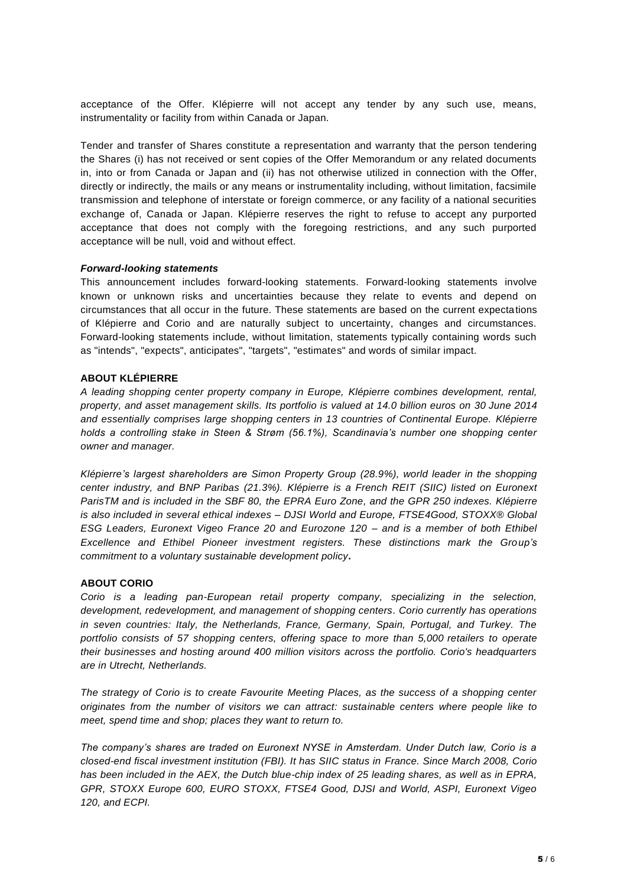acceptance of the Offer. Klépierre will not accept any tender by any such use, means, instrumentality or facility from within Canada or Japan.

Tender and transfer of Shares constitute a representation and warranty that the person tendering the Shares (i) has not received or sent copies of the Offer Memorandum or any related documents in, into or from Canada or Japan and (ii) has not otherwise utilized in connection with the Offer, directly or indirectly, the mails or any means or instrumentality including, without limitation, facsimile transmission and telephone of interstate or foreign commerce, or any facility of a national securities exchange of, Canada or Japan. Klépierre reserves the right to refuse to accept any purported acceptance that does not comply with the foregoing restrictions, and any such purported acceptance will be null, void and without effect.

***Forward-looking statements***

This announcement includes forward-looking statements. Forward-looking statements involve known or unknown risks and uncertainties because they relate to events and depend on circumstances that all occur in the future. These statements are based on the current expectations of Klépierre and Corio and are naturally subject to uncertainty, changes and circumstances. Forward-looking statements include, without limitation, statements typically containing words such as "intends", "expects", anticipates", "targets", "estimates" and words of similar impact.

**ABOUT KLÉPIERRE**

*A leading shopping center property company in Europe, Klépierre combines development, rental, property, and asset management skills. Its portfolio is valued at 14.0 billion euros on 30 June 2014 and essentially comprises large shopping centers in 13 countries of Continental Europe. Klépierre holds a controlling stake in Steen & Strøm (56.1%), Scandinavia's number one shopping center owner and manager.*

*Klépierre's largest shareholders are Simon Property Group (28.9%), world leader in the shopping center industry, and BNP Paribas (21.3%). Klépierre is a French REIT (SIIC) listed on Euronext ParisTM and is included in the SBF 80, the EPRA Euro Zone, and the GPR 250 indexes. Klépierre is also included in several ethical indexes – DJSI World and Europe, FTSE4Good, STOXX® Global ESG Leaders, Euronext Vigeo France 20 and Eurozone 120 – and is a member of both Ethibel Excellence and Ethibel Pioneer investment registers. These distinctions mark the Group's commitment to a voluntary sustainable development policy.*

**ABOUT CORIO**

*Corio is a leading pan-European retail property company, specializing in the selection, development, redevelopment, and management of shopping centers. Corio currently has operations in seven countries: Italy, the Netherlands, France, Germany, Spain, Portugal, and Turkey. The portfolio consists of 57 shopping centers, offering space to more than 5,000 retailers to operate their businesses and hosting around 400 million visitors across the portfolio. Corio's headquarters are in Utrecht, Netherlands.*

*The strategy of Corio is to create Favourite Meeting Places, as the success of a shopping center originates from the number of visitors we can attract: sustainable centers where people like to meet, spend time and shop; places they want to return to.*

*The company's shares are traded on Euronext NYSE in Amsterdam. Under Dutch law, Corio is a closed-end fiscal investment institution (FBI). It has SIIC status in France. Since March 2008, Corio has been included in the AEX, the Dutch blue-chip index of 25 leading shares, as well as in EPRA, GPR, STOXX Europe 600, EURO STOXX, FTSE4 Good, DJSI and World, ASPI, Euronext Vigeo 120, and ECPI.*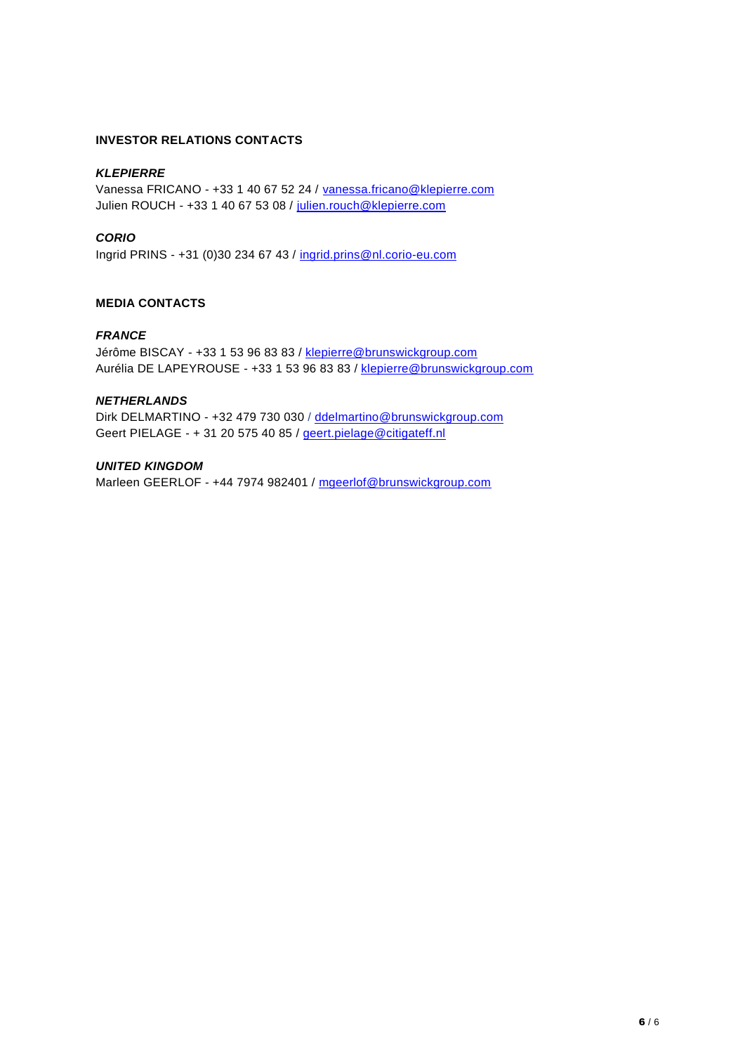**INVESTOR RELATIONS CONTACTS**

***KLEPIERRE***

Vanessa FRICANO - +33 1 40 67 52 24 / vanessa.fricano@klepierre.com
Julien ROUCH - +33 1 40 67 53 08 / julien.rouch@klepierre.com

***CORIO***

Ingrid PRINS - +31 (0)30 234 67 43 / ingrid.prins@nl.corio-eu.com

**MEDIA CONTACTS**

***FRANCE***

Jérôme BISCAY - +33 1 53 96 83 83 / klepierre@brunswickgroup.com
Aurélia DE LAPEYROUSE - +33 1 53 96 83 83 / klepierre@brunswickgroup.com

***NETHERLANDS***

Dirk DELMARTINO - +32 479 730 030 / ddelmartino@brunswickgroup.com
Geert PIELAGE - + 31 20 575 40 85 / geert.pielage@citigateff.nl

***UNITED KINGDOM***

Marleen GEERLOF - +44 7974 982401 / mgeerlof@brunswickgroup.com